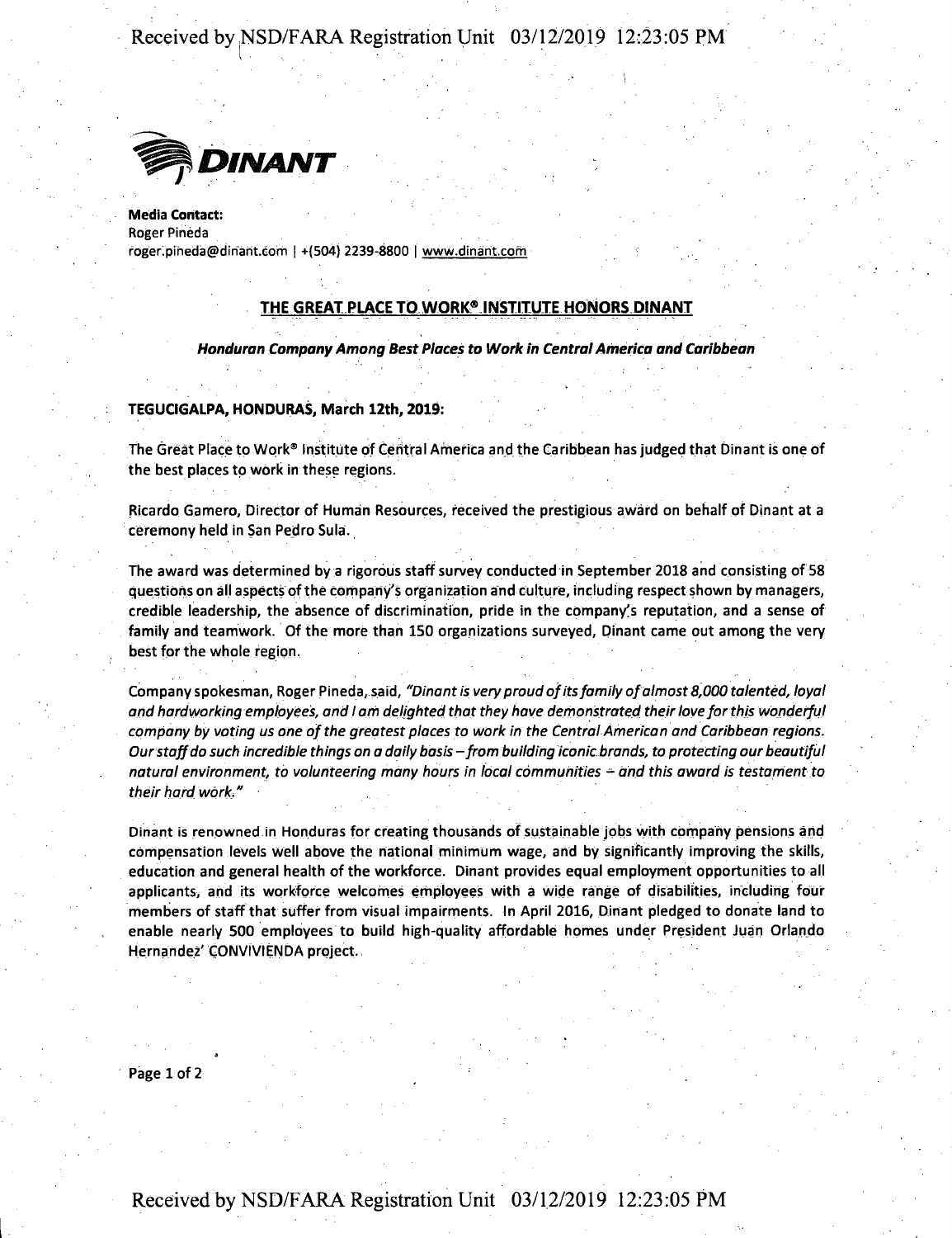**DINANT**

**Media Contact:**
Roger Pineda
roger.pineda@dinant.com | +(504) 2239-8800 | www.dinant.com

## THE GREAT PLACE TO WORK® INSTITUTE HONORS DINANT

***Honduran Company Among Best Places to Work in Central America and Caribbean***

**TEGUCIGALPA, HONDURAS, March 12th, 2019:**

The Great Place to Work® Institute of Central America and the Caribbean has judged that Dinant is one of the best places to work in these regions.

Ricardo Gamero, Director of Human Resources, received the prestigious award on behalf of Dinant at a ceremony held in San Pedro Sula.

The award was determined by a rigorous staff survey conducted in September 2018 and consisting of 58 questions on all aspects of the company's organization and culture, including respect shown by managers, credible leadership, the absence of discrimination, pride in the company's reputation, and a sense of family and teamwork. Of the more than 150 organizations surveyed, Dinant came out among the very best for the whole region.

Company spokesman, Roger Pineda, said, *"Dinant is very proud of its family of almost 8,000 talented, loyal and hardworking employees, and I am delighted that they have demonstrated their love for this wonderful company by voting us one of the greatest places to work in the Central American and Caribbean regions. Our staff do such incredible things on a daily basis – from building iconic brands, to protecting our beautiful natural environment, to volunteering many hours in local communities – and this award is testament to their hard work."*

Dinant is renowned in Honduras for creating thousands of sustainable jobs with company pensions and compensation levels well above the national minimum wage, and by significantly improving the skills, education and general health of the workforce. Dinant provides equal employment opportunities to all applicants, and its workforce welcomes employees with a wide range of disabilities, including four members of staff that suffer from visual impairments. In April 2016, Dinant pledged to donate land to enable nearly 500 employees to build high-quality affordable homes under President Juan Orlando Hernandez' CONVIVIENDA project.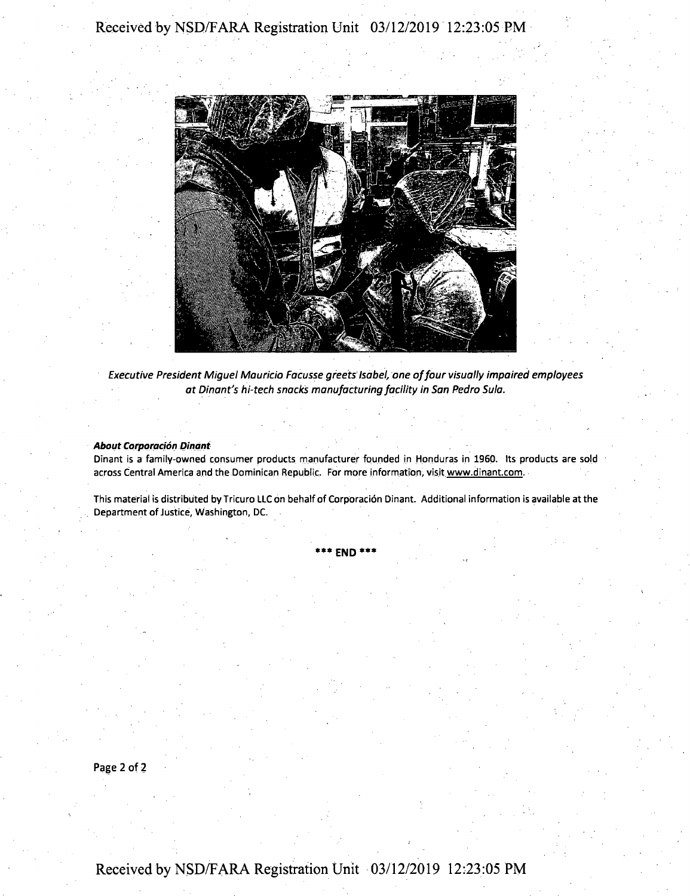*Executive President Miguel Mauricio Facusse greets Isabel, one of four visually impaired employees at Dinant's hi-tech snacks manufacturing facility in San Pedro Sula.*

***About Corporación Dinant***

Dinant is a family-owned consumer products manufacturer founded in Honduras in 1960. Its products are sold across Central America and the Dominican Republic. For more information, visit www.dinant.com.

This material is distributed by Tricuro LLC on behalf of Corporación Dinant. Additional information is available at the Department of Justice, Washington, DC.

**\*\*\* END \*\*\***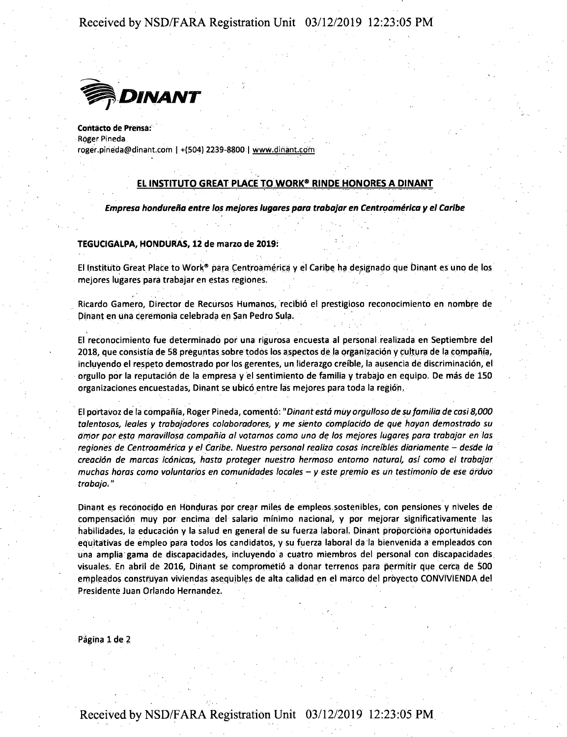**DINANT**

**Contacto de Prensa:**
Roger Pineda
roger.pineda@dinant.com | +(504) 2239-8800 | www.dinant.com

## EL INSTITUTO GREAT PLACE TO WORK® RINDE HONORES A DINANT

***Empresa hondureña entre los mejores lugares para trabajar en Centroamérica y el Caribe***

**TEGUCIGALPA, HONDURAS, 12 de marzo de 2019:**

El Instituto Great Place to Work® para Centroamérica y el Caribe ha designado que Dinant es uno de los mejores lugares para trabajar en estas regiones.

Ricardo Gamero, Director de Recursos Humanos, recibió el prestigioso reconocimiento en nombre de Dinant en una ceremonia celebrada en San Pedro Sula.

El reconocimiento fue determinado por una rigurosa encuesta al personal realizada en Septiembre del 2018, que consistía de 58 preguntas sobre todos los aspectos de la organización y cultura de la compañía, incluyendo el respeto demostrado por los gerentes, un liderazgo creíble, la ausencia de discriminación, el orgullo por la reputación de la empresa y el sentimiento de familia y trabajo en equipo. De más de 150 organizaciones encuestadas, Dinant se ubicó entre las mejores para toda la región.

El portavoz de la compañía, Roger Pineda, comentó: "*Dinant está muy orgulloso de su familia de casi 8,000 talentosos, leales y trabajadores colaboradores, y me siento complacido de que hayan demostrado su amor por esta maravillosa compañía al votarnos como uno de los mejores lugares para trabajar en las regiones de Centroamérica y el Caribe. Nuestro personal realiza cosas increíbles diariamente – desde la creación de marcas icónicas, hasta proteger nuestro hermoso entorno natural, así como el trabajar muchas horas como voluntarios en comunidades locales – y este premio es un testimonio de ese arduo trabajo.*"

Dinant es reconocido en Honduras por crear miles de empleos sostenibles, con pensiones y niveles de compensación muy por encima del salario mínimo nacional, y por mejorar significativamente las habilidades, la educación y la salud en general de su fuerza laboral. Dinant proporciona oportunidades equitativas de empleo para todos los candidatos, y su fuerza laboral da la bienvenida a empleados con una amplia gama de discapacidades, incluyendo a cuatro miembros del personal con discapacidades visuales. En abril de 2016, Dinant se comprometió a donar terrenos para permitir que cerca de 500 empleados construyan viviendas asequibles de alta calidad en el marco del proyecto CONVIVIENDA del Presidente Juan Orlando Hernandez.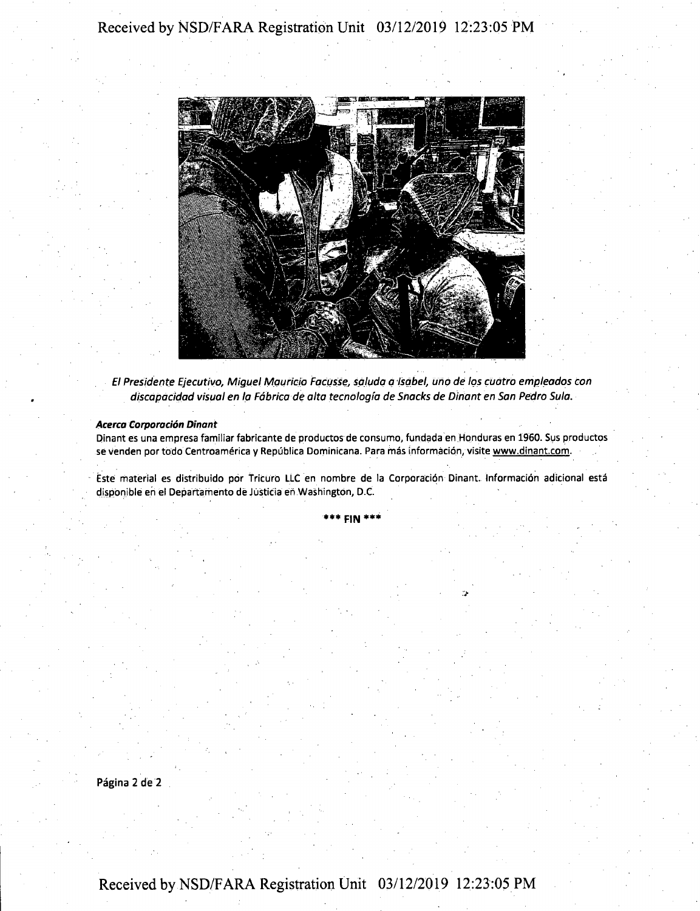*El Presidente Ejecutivo, Miguel Mauricio Facusse, saluda a Isabel, uno de los cuatro empleados con discapacidad visual en la Fábrica de alta tecnología de Snacks de Dinant en San Pedro Sula.*

***Acerca Corporación Dinant***

Dinant es una empresa familiar fabricante de productos de consumo, fundada en Honduras en 1960. Sus productos se venden por todo Centroamérica y República Dominicana. Para más información, visite www.dinant.com.

Este material es distribuido por Tricuro LLC en nombre de la Corporación Dinant. Información adicional está disponible en el Departamento de Justicia en Washington, D.C.

\*\*\* FIN \*\*\*